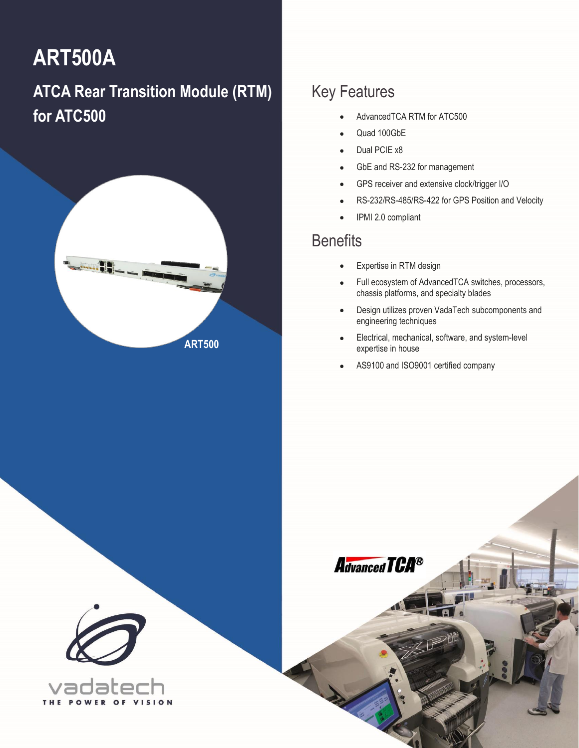# ART500A

## ATCA Rear Transition Module (RTM) for ATC500

ART500

## Key Features

- AdvancedTCA RTM for ATC500
- Quad 100GbE
- Dual PCIE x8
- GbE and RS-232 for management
- GPS receiver and extensive clock/trigger I/O
- RS-232/RS-485/RS-422 for GPS Position and Velocity
- IPMI 2.0 compliant

## Benefits

- Expertise in RTM design
- Full ecosystem of AdvancedTCA switches, processors, chassis platforms, and specialty blades
- Design utilizes proven VadaTech subcomponents and engineering techniques
- Electrical, mechanical, software, and system-level expertise in house
- AS9100 and ISO9001 certified company

AdvancedTCA®

vadatech

THE POWER OF VISION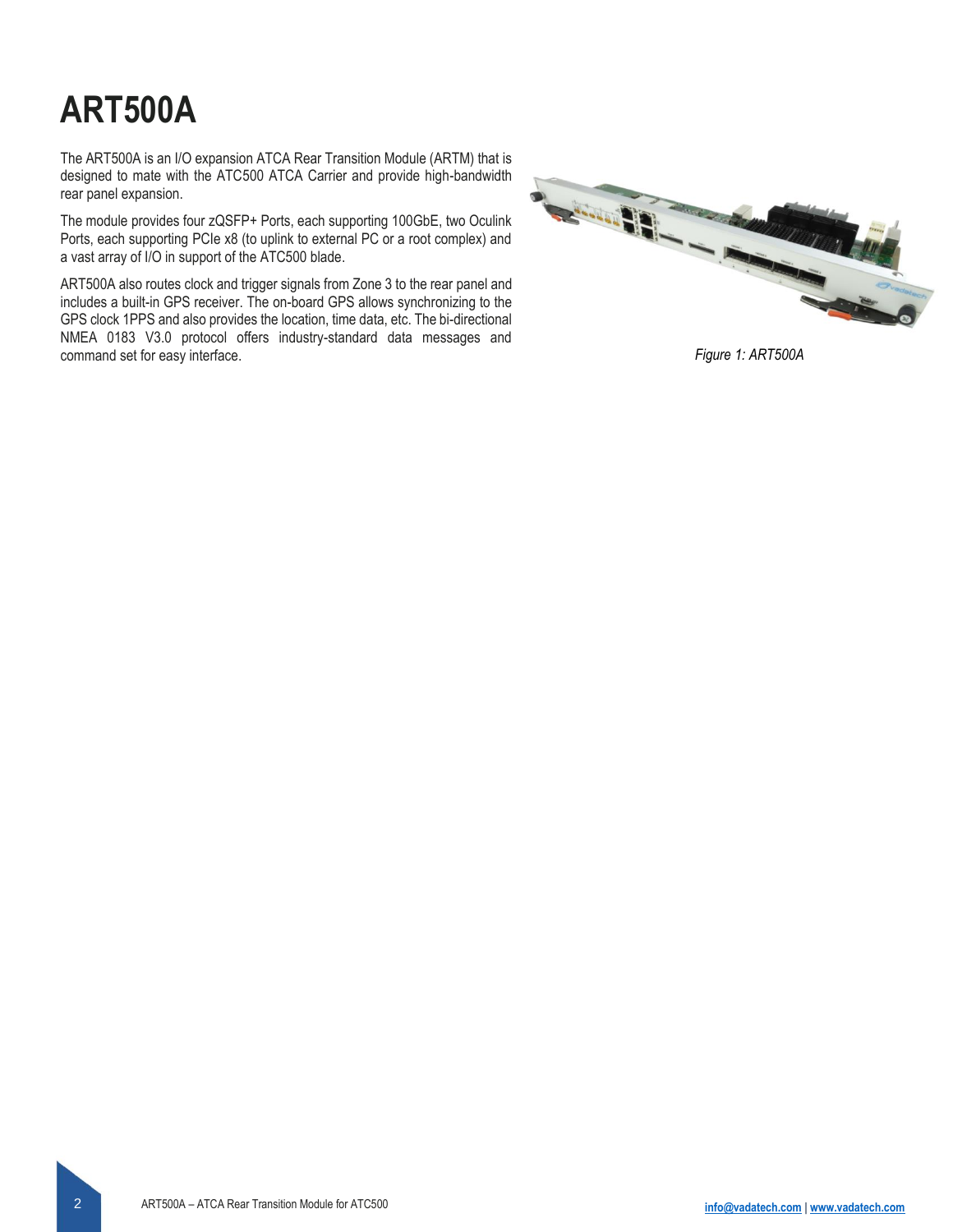# ART500A

The ART500A is an I/O expansion ATCA Rear Transition Module (ARTM) that is designed to mate with the ATC500 ATCA Carrier and provide high-bandwidth rear panel expansion.

The module provides four zQSFP+ Ports, each supporting 100GbE, two Oculink Ports, each supporting PCIe x8 (to uplink to external PC or a root complex) and a vast array of I/O in support of the ATC500 blade.

ART500A also routes clock and trigger signals from Zone 3 to the rear panel and includes a built-in GPS receiver. The on-board GPS allows synchronizing to the GPS clock 1PPS and also provides the location, time data, etc. The bi-directional NMEA 0183 V3.0 protocol offers industry-standard data messages and command set for easy interface.

*Figure 1: ART500A*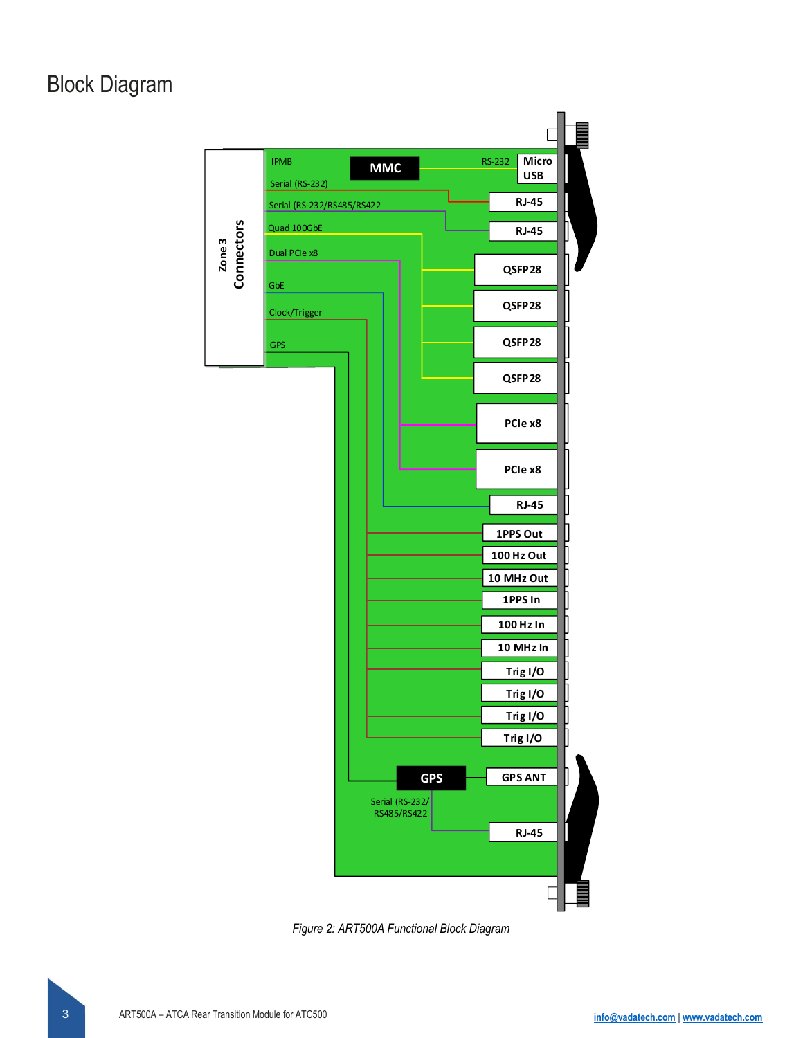# Block Diagram

*Figure 2: ART500A Functional Block Diagram*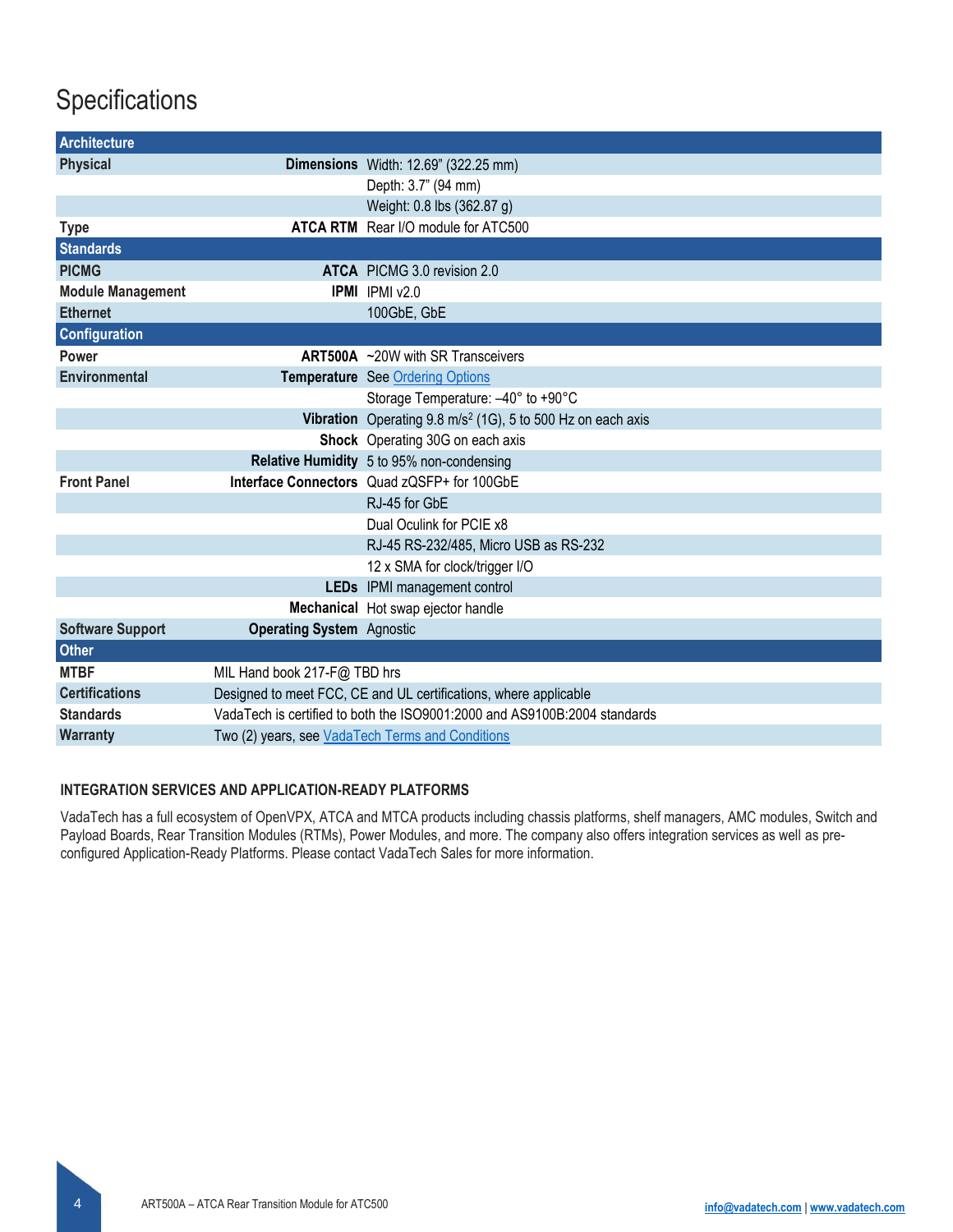# Specifications

| Architecture | | |
|---|---|---|
| **Physical** | **Dimensions** | Width: 12.69" (322.25 mm) |
| | | Depth: 3.7" (94 mm) |
| | | Weight: 0.8 lbs (362.87 g) |
| **Type** | **ATCA RTM** | Rear I/O module for ATC500 |
| **Standards** | | |
| **PICMG** | **ATCA** | PICMG 3.0 revision 2.0 |
| **Module Management** | **IPMI** | IPMI v2.0 |
| **Ethernet** | | 100GbE, GbE |
| **Configuration** | | |
| **Power** | **ART500A** | ~20W with SR Transceivers |
| **Environmental** | **Temperature** | See Ordering Options |
| | | Storage Temperature: –40° to +90°C |
| | **Vibration** | Operating 9.8 m/s² (1G), 5 to 500 Hz on each axis |
| | **Shock** | Operating 30G on each axis |
| | **Relative Humidity** | 5 to 95% non-condensing |
| **Front Panel** | **Interface Connectors** | Quad zQSFP+ for 100GbE |
| | | RJ-45 for GbE |
| | | Dual Oculink for PCIE x8 |
| | | RJ-45 RS-232/485, Micro USB as RS-232 |
| | | 12 x SMA for clock/trigger I/O |
| | **LEDs** | IPMI management control |
| | **Mechanical** | Hot swap ejector handle |
| **Software Support** | **Operating System** | Agnostic |
| **Other** | | |
| **MTBF** | MIL Hand book 217-F@ TBD hrs | |
| **Certifications** | Designed to meet FCC, CE and UL certifications, where applicable | |
| **Standards** | VadaTech is certified to both the ISO9001:2000 and AS9100B:2004 standards | |
| **Warranty** | Two (2) years, see VadaTech Terms and Conditions | |

### INTEGRATION SERVICES AND APPLICATION-READY PLATFORMS

VadaTech has a full ecosystem of OpenVPX, ATCA and MTCA products including chassis platforms, shelf managers, AMC modules, Switch and Payload Boards, Rear Transition Modules (RTMs), Power Modules, and more. The company also offers integration services as well as pre-configured Application-Ready Platforms. Please contact VadaTech Sales for more information.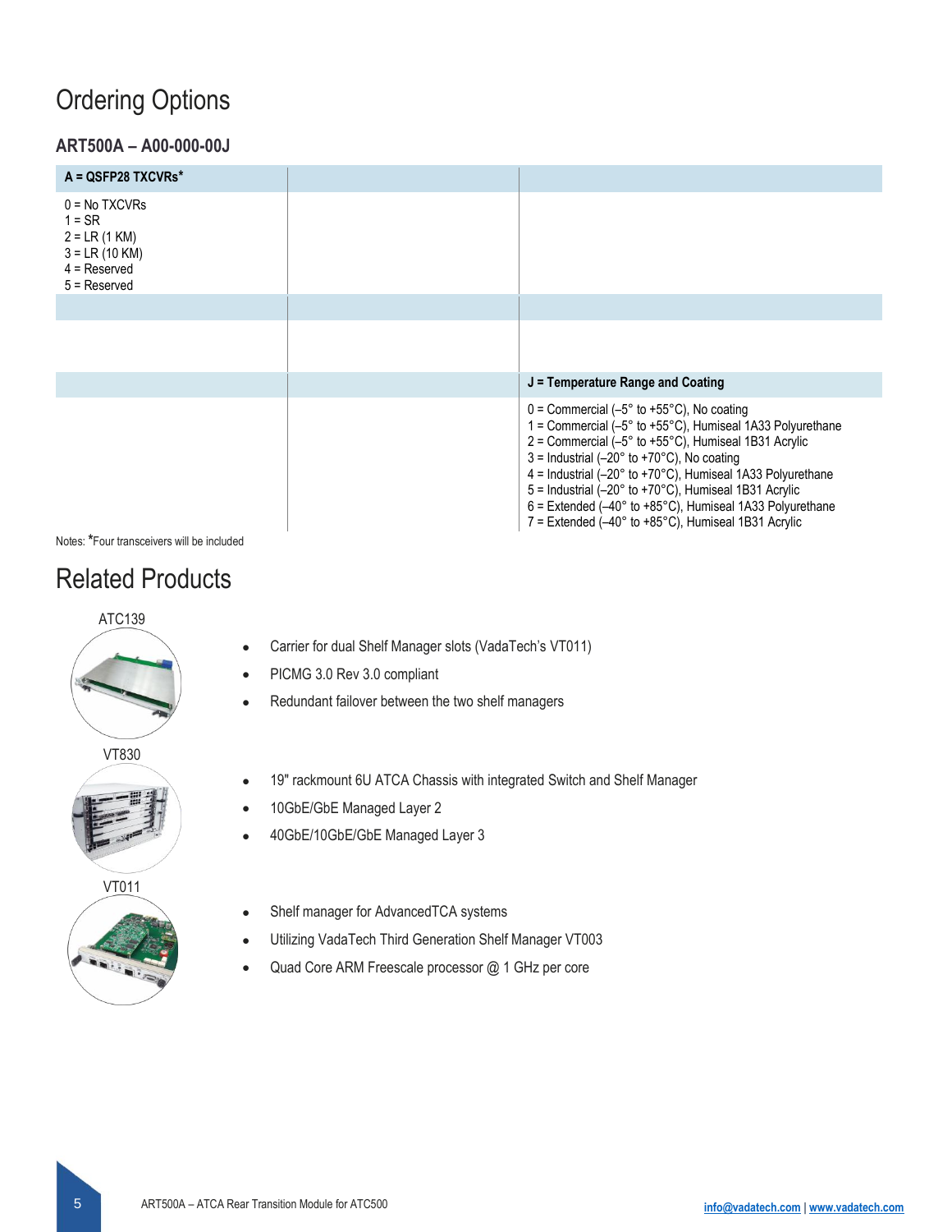# Ordering Options

### ART500A – A00-000-00J

| A = QSFP28 TXCVRs* | | |
|---|---|---|
| 0 = No TXCVRs<br>1 = SR<br>2 = LR (1 KM)<br>3 = LR (10 KM)<br>4 = Reserved<br>5 = Reserved | | |
| | | |
| | | |
| | | J = Temperature Range and Coating |
| | | 0 = Commercial (–5° to +55°C), No coating<br>1 = Commercial (–5° to +55°C), Humiseal 1A33 Polyurethane<br>2 = Commercial (–5° to +55°C), Humiseal 1B31 Acrylic<br>3 = Industrial (–20° to +70°C), No coating<br>4 = Industrial (–20° to +70°C), Humiseal 1A33 Polyurethane<br>5 = Industrial (–20° to +70°C), Humiseal 1B31 Acrylic<br>6 = Extended (–40° to +85°C), Humiseal 1A33 Polyurethane<br>7 = Extended (–40° to +85°C), Humiseal 1B31 Acrylic |

Notes: *Four transceivers will be included

# Related Products

ATC139

- Carrier for dual Shelf Manager slots (VadaTech's VT011)
- PICMG 3.0 Rev 3.0 compliant
- Redundant failover between the two shelf managers

VT830

- 19" rackmount 6U ATCA Chassis with integrated Switch and Shelf Manager
- 10GbE/GbE Managed Layer 2
- 40GbE/10GbE/GbE Managed Layer 3

VT011

- Shelf manager for AdvancedTCA systems
- Utilizing VadaTech Third Generation Shelf Manager VT003
- Quad Core ARM Freescale processor @ 1 GHz per core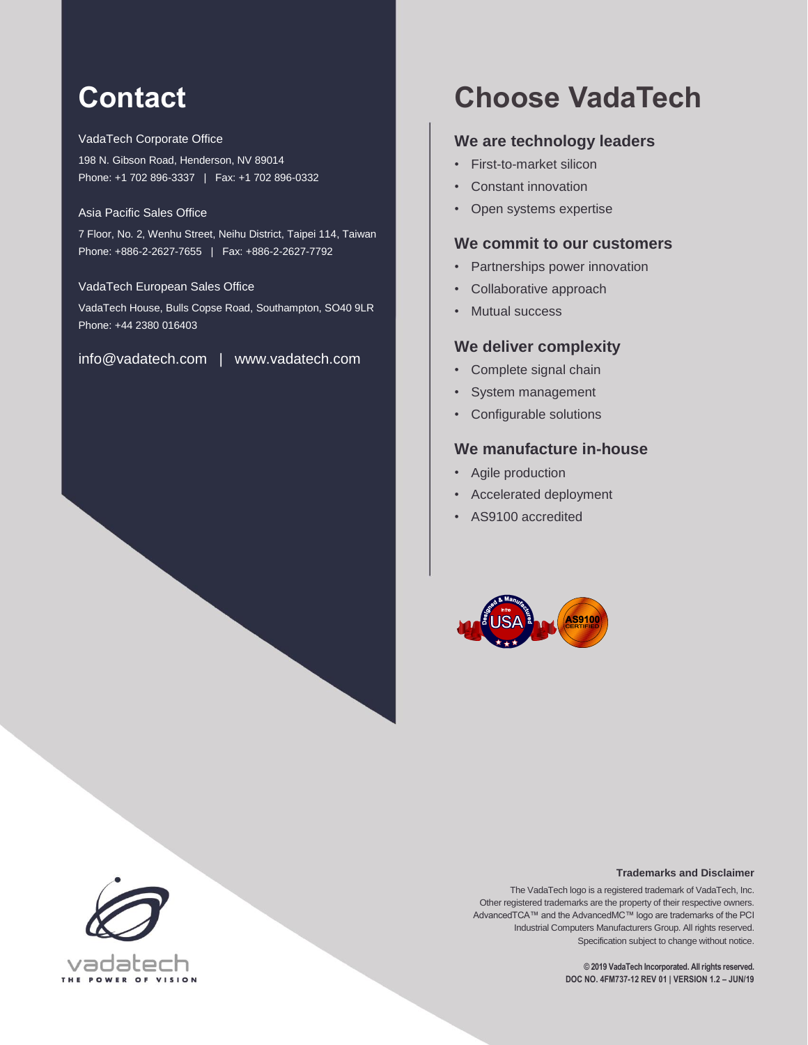# Contact

VadaTech Corporate Office

198 N. Gibson Road, Henderson, NV 89014
Phone: +1 702 896-3337 | Fax: +1 702 896-0332

Asia Pacific Sales Office

7 Floor, No. 2, Wenhu Street, Neihu District, Taipei 114, Taiwan
Phone: +886-2-2627-7655 | Fax: +886-2-2627-7792

VadaTech European Sales Office

VadaTech House, Bulls Copse Road, Southampton, SO40 9LR
Phone: +44 2380 016403

info@vadatech.com | www.vadatech.com

# Choose VadaTech

## We are technology leaders

- First-to-market silicon
- Constant innovation
- Open systems expertise

## We commit to our customers

- Partnerships power innovation
- Collaborative approach
- Mutual success

## We deliver complexity

- Complete signal chain
- System management
- Configurable solutions

## We manufacture in-house

- Agile production
- Accelerated deployment
- AS9100 accredited

Designed & Manufactured in the USA

AS9100 CERTIFIED

**Trademarks and Disclaimer**

The VadaTech logo is a registered trademark of VadaTech, Inc. Other registered trademarks are the property of their respective owners. AdvancedTCA™ and the AdvancedMC™ logo are trademarks of the PCI Industrial Computers Manufacturers Group. All rights reserved. Specification subject to change without notice.

**© 2019 VadaTech Incorporated. All rights reserved.**
**DOC NO. 4FM737-12 REV 01 | VERSION 1.2 – JUN/19**

vadatech
THE POWER OF VISION